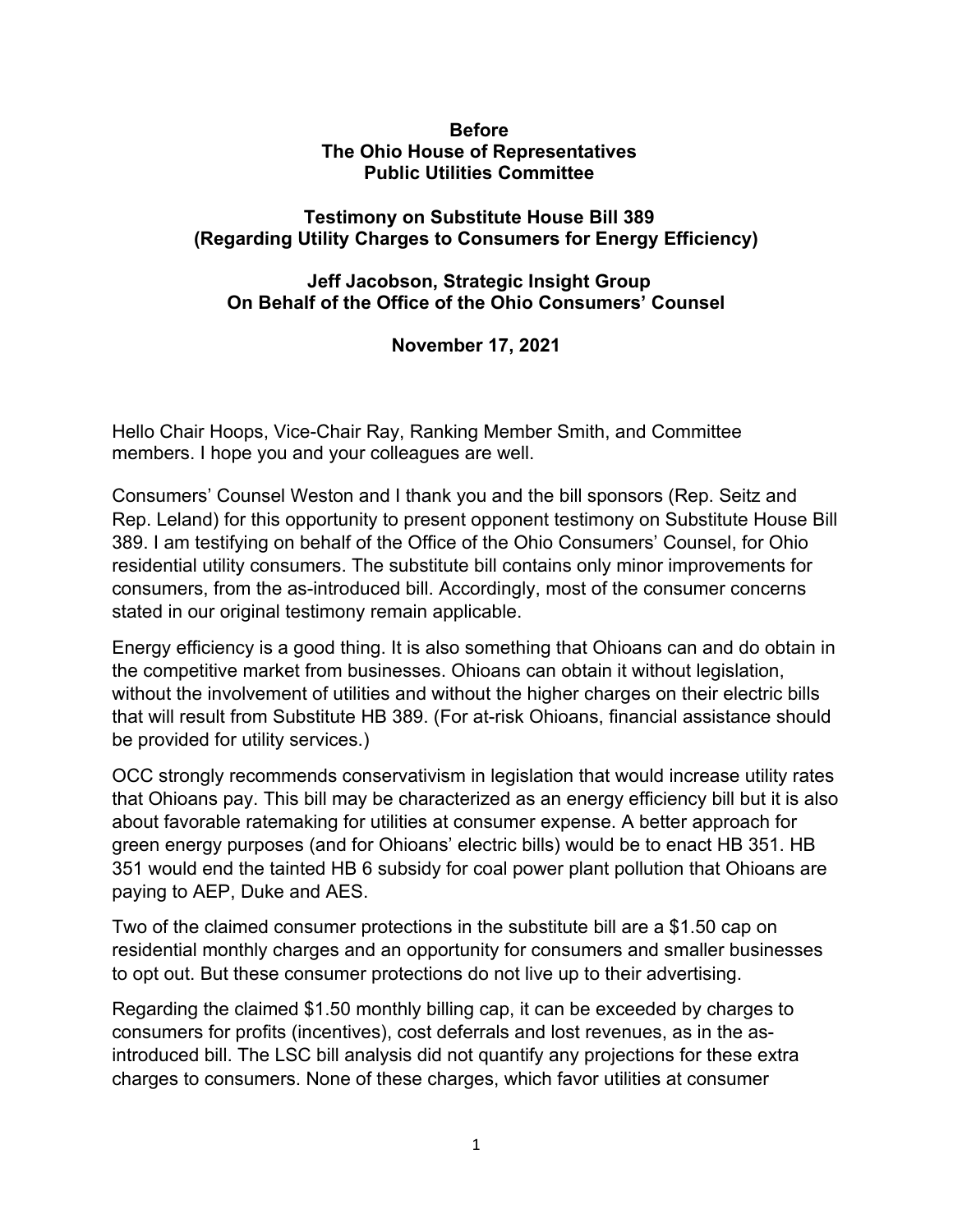**Before**
**The Ohio House of Representatives**
**Public Utilities Committee**

**Testimony on Substitute House Bill 389**
**(Regarding Utility Charges to Consumers for Energy Efficiency)**

**Jeff Jacobson, Strategic Insight Group**
**On Behalf of the Office of the Ohio Consumers' Counsel**

**November 17, 2021**

Hello Chair Hoops, Vice-Chair Ray, Ranking Member Smith, and Committee members. I hope you and your colleagues are well.

Consumers' Counsel Weston and I thank you and the bill sponsors (Rep. Seitz and Rep. Leland) for this opportunity to present opponent testimony on Substitute House Bill 389. I am testifying on behalf of the Office of the Ohio Consumers' Counsel, for Ohio residential utility consumers. The substitute bill contains only minor improvements for consumers, from the as-introduced bill. Accordingly, most of the consumer concerns stated in our original testimony remain applicable.

Energy efficiency is a good thing. It is also something that Ohioans can and do obtain in the competitive market from businesses. Ohioans can obtain it without legislation, without the involvement of utilities and without the higher charges on their electric bills that will result from Substitute HB 389. (For at-risk Ohioans, financial assistance should be provided for utility services.)

OCC strongly recommends conservativism in legislation that would increase utility rates that Ohioans pay. This bill may be characterized as an energy efficiency bill but it is also about favorable ratemaking for utilities at consumer expense. A better approach for green energy purposes (and for Ohioans' electric bills) would be to enact HB 351. HB 351 would end the tainted HB 6 subsidy for coal power plant pollution that Ohioans are paying to AEP, Duke and AES.

Two of the claimed consumer protections in the substitute bill are a $1.50 cap on residential monthly charges and an opportunity for consumers and smaller businesses to opt out. But these consumer protections do not live up to their advertising.

Regarding the claimed $1.50 monthly billing cap, it can be exceeded by charges to consumers for profits (incentives), cost deferrals and lost revenues, as in the as-introduced bill. The LSC bill analysis did not quantify any projections for these extra charges to consumers. None of these charges, which favor utilities at consumer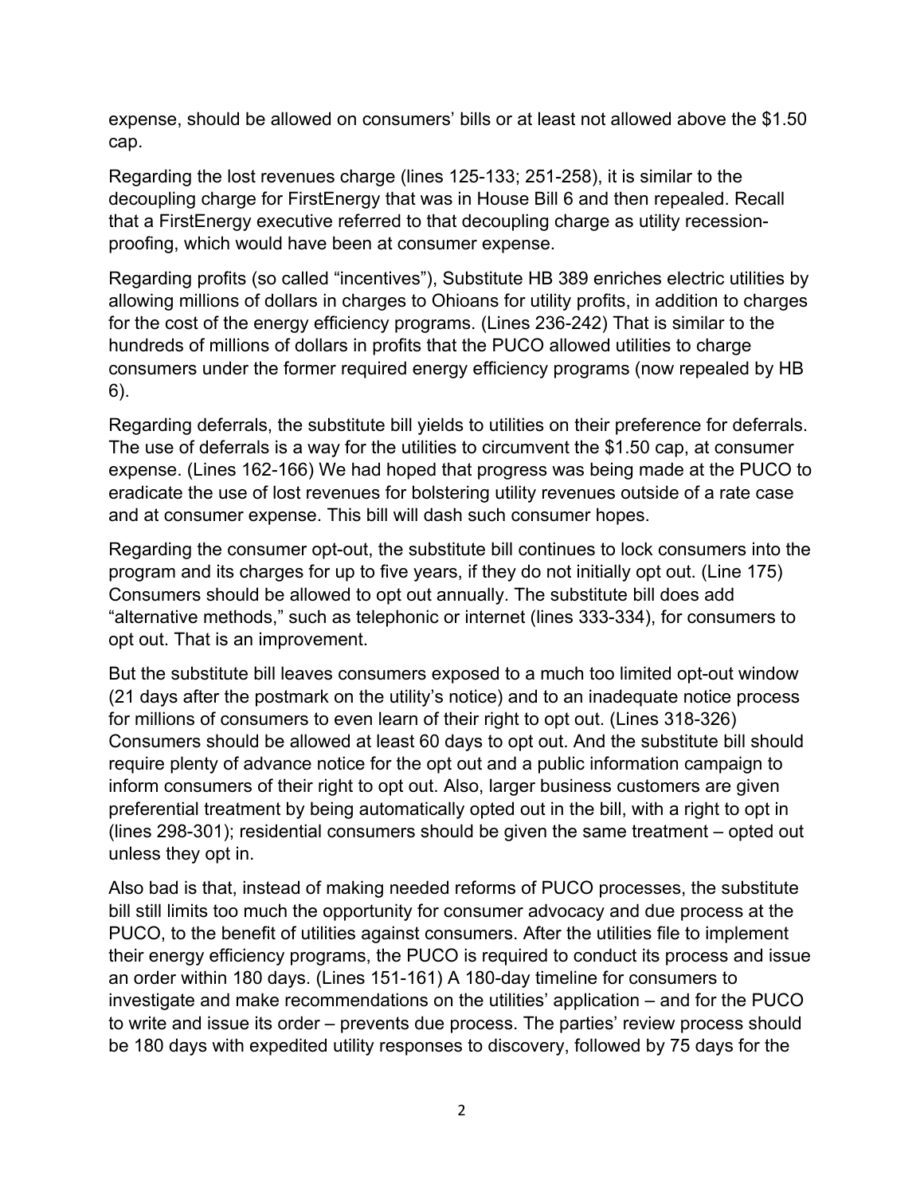expense, should be allowed on consumers' bills or at least not allowed above the $1.50 cap.

Regarding the lost revenues charge (lines 125-133; 251-258), it is similar to the decoupling charge for FirstEnergy that was in House Bill 6 and then repealed. Recall that a FirstEnergy executive referred to that decoupling charge as utility recession-proofing, which would have been at consumer expense.

Regarding profits (so called "incentives"), Substitute HB 389 enriches electric utilities by allowing millions of dollars in charges to Ohioans for utility profits, in addition to charges for the cost of the energy efficiency programs. (Lines 236-242) That is similar to the hundreds of millions of dollars in profits that the PUCO allowed utilities to charge consumers under the former required energy efficiency programs (now repealed by HB 6).

Regarding deferrals, the substitute bill yields to utilities on their preference for deferrals. The use of deferrals is a way for the utilities to circumvent the $1.50 cap, at consumer expense. (Lines 162-166) We had hoped that progress was being made at the PUCO to eradicate the use of lost revenues for bolstering utility revenues outside of a rate case and at consumer expense. This bill will dash such consumer hopes.

Regarding the consumer opt-out, the substitute bill continues to lock consumers into the program and its charges for up to five years, if they do not initially opt out. (Line 175) Consumers should be allowed to opt out annually. The substitute bill does add "alternative methods," such as telephonic or internet (lines 333-334), for consumers to opt out. That is an improvement.

But the substitute bill leaves consumers exposed to a much too limited opt-out window (21 days after the postmark on the utility's notice) and to an inadequate notice process for millions of consumers to even learn of their right to opt out. (Lines 318-326) Consumers should be allowed at least 60 days to opt out. And the substitute bill should require plenty of advance notice for the opt out and a public information campaign to inform consumers of their right to opt out. Also, larger business customers are given preferential treatment by being automatically opted out in the bill, with a right to opt in (lines 298-301); residential consumers should be given the same treatment – opted out unless they opt in.

Also bad is that, instead of making needed reforms of PUCO processes, the substitute bill still limits too much the opportunity for consumer advocacy and due process at the PUCO, to the benefit of utilities against consumers. After the utilities file to implement their energy efficiency programs, the PUCO is required to conduct its process and issue an order within 180 days. (Lines 151-161) A 180-day timeline for consumers to investigate and make recommendations on the utilities' application – and for the PUCO to write and issue its order – prevents due process. The parties' review process should be 180 days with expedited utility responses to discovery, followed by 75 days for the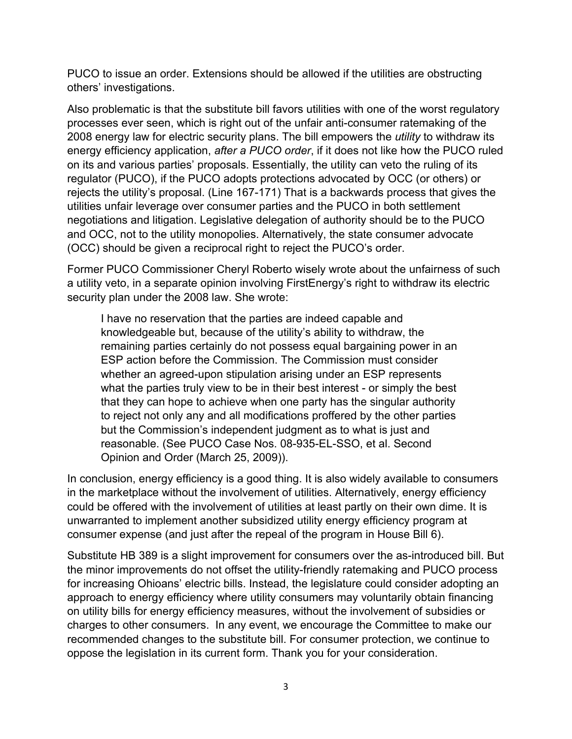PUCO to issue an order. Extensions should be allowed if the utilities are obstructing others' investigations.

Also problematic is that the substitute bill favors utilities with one of the worst regulatory processes ever seen, which is right out of the unfair anti-consumer ratemaking of the 2008 energy law for electric security plans. The bill empowers the *utility* to withdraw its energy efficiency application, *after a PUCO order*, if it does not like how the PUCO ruled on its and various parties' proposals. Essentially, the utility can veto the ruling of its regulator (PUCO), if the PUCO adopts protections advocated by OCC (or others) or rejects the utility's proposal. (Line 167-171) That is a backwards process that gives the utilities unfair leverage over consumer parties and the PUCO in both settlement negotiations and litigation. Legislative delegation of authority should be to the PUCO and OCC, not to the utility monopolies. Alternatively, the state consumer advocate (OCC) should be given a reciprocal right to reject the PUCO's order.

Former PUCO Commissioner Cheryl Roberto wisely wrote about the unfairness of such a utility veto, in a separate opinion involving FirstEnergy's right to withdraw its electric security plan under the 2008 law. She wrote:

> I have no reservation that the parties are indeed capable and knowledgeable but, because of the utility's ability to withdraw, the remaining parties certainly do not possess equal bargaining power in an ESP action before the Commission. The Commission must consider whether an agreed-upon stipulation arising under an ESP represents what the parties truly view to be in their best interest - or simply the best that they can hope to achieve when one party has the singular authority to reject not only any and all modifications proffered by the other parties but the Commission's independent judgment as to what is just and reasonable. (See PUCO Case Nos. 08-935-EL-SSO, et al. Second Opinion and Order (March 25, 2009)).

In conclusion, energy efficiency is a good thing. It is also widely available to consumers in the marketplace without the involvement of utilities. Alternatively, energy efficiency could be offered with the involvement of utilities at least partly on their own dime. It is unwarranted to implement another subsidized utility energy efficiency program at consumer expense (and just after the repeal of the program in House Bill 6).

Substitute HB 389 is a slight improvement for consumers over the as-introduced bill. But the minor improvements do not offset the utility-friendly ratemaking and PUCO process for increasing Ohioans' electric bills. Instead, the legislature could consider adopting an approach to energy efficiency where utility consumers may voluntarily obtain financing on utility bills for energy efficiency measures, without the involvement of subsidies or charges to other consumers. In any event, we encourage the Committee to make our recommended changes to the substitute bill. For consumer protection, we continue to oppose the legislation in its current form. Thank you for your consideration.